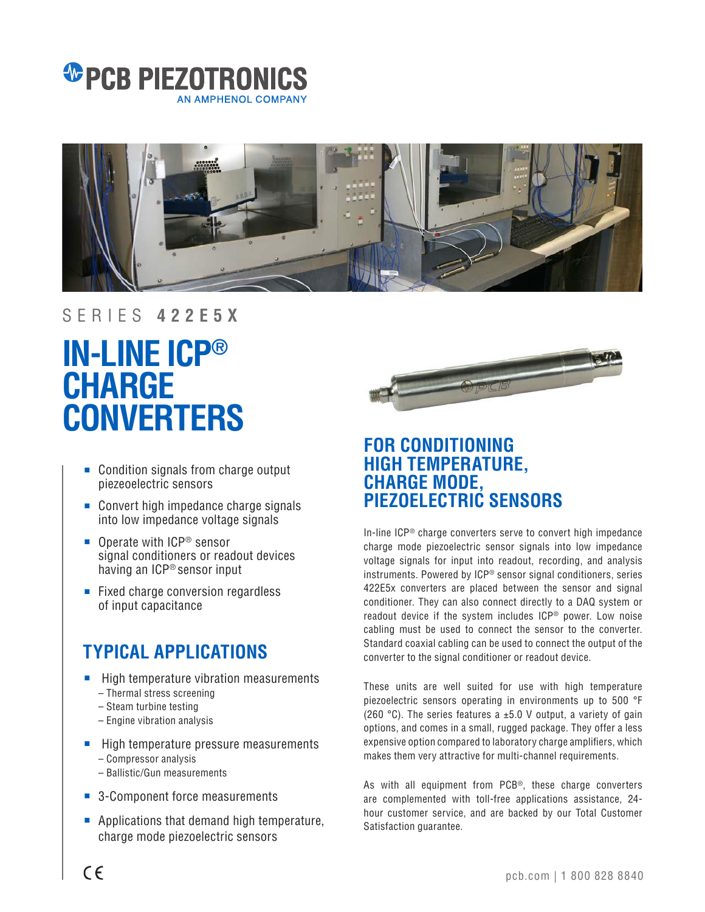# PCB PIEZOTRONICS

AN AMPHENOL COMPANY

SERIES **422E5X**

# IN-LINE ICP® CHARGE CONVERTERS

- Condition signals from charge output piezoelectric sensors
- Convert high impedance charge signals into low impedance voltage signals
- Operate with ICP® sensor signal conditioners or readout devices having an ICP® sensor input
- Fixed charge conversion regardless of input capacitance

## TYPICAL APPLICATIONS

- High temperature vibration measurements
  - Thermal stress screening
  - Steam turbine testing
  - Engine vibration analysis
- High temperature pressure measurements
  - Compressor analysis
  - Ballistic/Gun measurements
- 3-Component force measurements
- Applications that demand high temperature, charge mode piezoelectric sensors

## FOR CONDITIONING HIGH TEMPERATURE, CHARGE MODE, PIEZOELECTRIC SENSORS

In-line ICP® charge converters serve to convert high impedance charge mode piezoelectric sensor signals into low impedance voltage signals for input into readout, recording, and analysis instruments. Powered by ICP® sensor signal conditioners, series 422E5x converters are placed between the sensor and signal conditioner. They can also connect directly to a DAQ system or readout device if the system includes ICP® power. Low noise cabling must be used to connect the sensor to the converter. Standard coaxial cabling can be used to connect the output of the converter to the signal conditioner or readout device.

These units are well suited for use with high temperature piezoelectric sensors operating in environments up to 500 °F (260 °C). The series features a ±5.0 V output, a variety of gain options, and comes in a small, rugged package. They offer a less expensive option compared to laboratory charge amplifiers, which makes them very attractive for multi-channel requirements.

As with all equipment from PCB®, these charge converters are complemented with toll-free applications assistance, 24-hour customer service, and are backed by our Total Customer Satisfaction guarantee.

CE

pcb.com | 1 800 828 8840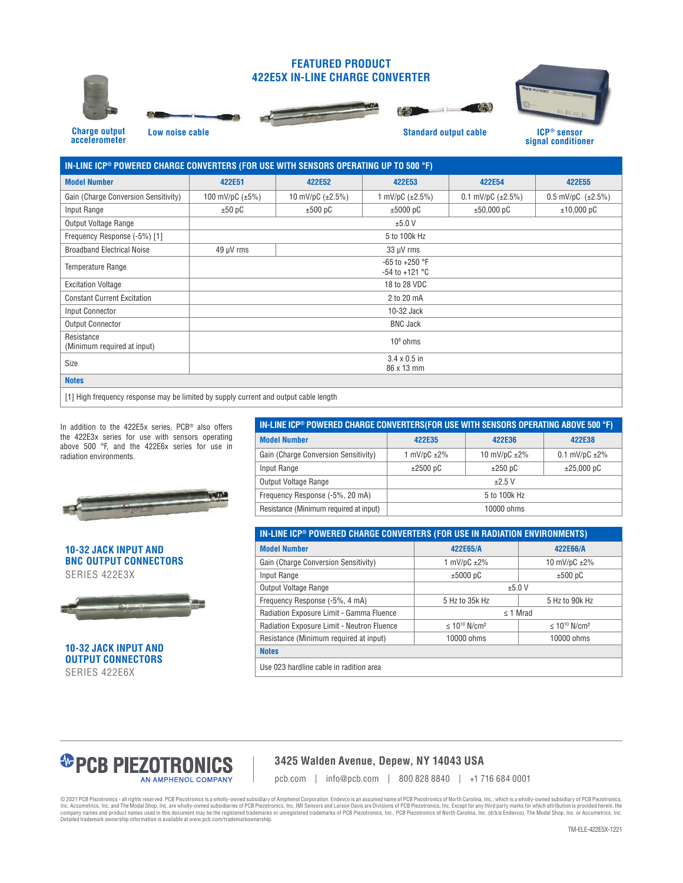## FEATURED PRODUCT
## 422E5X IN-LINE CHARGE CONVERTER

Charge output accelerometer

Low noise cable

Standard output cable

ICP® sensor signal conditioner

| IN-LINE ICP® POWERED CHARGE CONVERTERS (FOR USE WITH SENSORS OPERATING UP TO 500 °F) | | | | | |
|---|---|---|---|---|---|
| **Model Number** | **422E51** | **422E52** | **422E53** | **422E54** | **422E55** |
| Gain (Charge Conversion Sensitivity) | 100 mV/pC (±5%) | 10 mV/pC (±2.5%) | 1 mV/pC (±2.5%) | 0.1 mV/pC (±2.5%) | 0.5 mV/pC (±2.5%) |
| Input Range | ±50 pC | ±500 pC | ±5000 pC | ±50,000 pC | ±10,000 pC |
| Output Voltage Range | ±5.0 V | | | | |
| Frequency Response (-5%) [1] | 5 to 100k Hz | | | | |
| Broadband Electrical Noise | 49 μV rms | 33 μV rms | | | |
| Temperature Range | -65 to +250 °F<br>-54 to +121 °C | | | | |
| Excitation Voltage | 18 to 28 VDC | | | | |
| Constant Current Excitation | 2 to 20 mA | | | | |
| Input Connector | 10-32 Jack | | | | |
| Output Connector | BNC Jack | | | | |
| Resistance (Minimum required at input) | $10^9$ ohms | | | | |
| Size | 3.4 x 0.5 in<br>86 x 13 mm | | | | |
| **Notes** | | | | | |
| [1] High frequency response may be limited by supply current and output cable length | | | | | |

In addition to the 422E5x series, PCB® also offers the 422E3x series for use with sensors operating above 500 °F, and the 422E6x series for use in radiation environments.

**10-32 JACK INPUT AND BNC OUTPUT CONNECTORS**
SERIES 422E3X

**10-32 JACK INPUT AND OUTPUT CONNECTORS**
SERIES 422E6X

| IN-LINE ICP® POWERED CHARGE CONVERTERS(FOR USE WITH SENSORS OPERATING ABOVE 500 °F) | | | |
|---|---|---|---|
| **Model Number** | **422E35** | **422E36** | **422E38** |
| Gain (Charge Conversion Sensitivity) | 1 mV/pC ±2% | 10 mV/pC ±2% | 0.1 mV/pC ±2% |
| Input Range | ±2500 pC | ±250 pC | ±25,000 pC |
| Output Voltage Range | ±2.5 V | | |
| Frequency Response (-5%, 20 mA) | 5 to 100k Hz | | |
| Resistance (Minimum required at input) | 10000 ohms | | |

| IN-LINE ICP® POWERED CHARGE CONVERTERS (FOR USE IN RADIATION ENVIRONMENTS) | | |
|---|---|---|
| **Model Number** | **422E65/A** | **422E66/A** |
| Gain (Charge Conversion Sensitivity) | 1 mV/pC ±2% | 10 mV/pC ±2% |
| Input Range | ±5000 pC | ±500 pC |
| Output Voltage Range | ±5.0 V | |
| Frequency Response (-5%, 4 mA) | 5 Hz to 35k Hz | 5 Hz to 90k Hz |
| Radiation Exposure Limit - Gamma Fluence | ≤ 1 Mrad | |
| Radiation Exposure Limit - Neutron Fluence | ≤ $10^{10}$ N/cm² | ≤ $10^{10}$ N/cm² |
| Resistance (Minimum required at input) | 10000 ohms | 10000 ohms |
| **Notes** | | |
| Use 023 hardline cable in radition area | | |

**PCB PIEZOTRONICS**
AN AMPHENOL COMPANY

**3425 Walden Avenue, Depew, NY 14043 USA**

pcb.com | info@pcb.com | 800 828 8840 | +1 716 684 0001

© 2021 PCB Piezotronics - all rights reserved. PCB Piezotronics is a wholly-owned subsidiary of Amphenol Corporation. Endevco is an assumed name of PCB Piezotronics of North Carolina, Inc., which is a wholly-owned subsidiary of PCB Piezotronics, Inc. Accumetrics, Inc. and The Modal Shop, Inc. are wholly-owned subsidiaries of PCB Piezotronics, Inc. IMI Sensors and Larson Davis are Divisions of PCB Piezotronics, Inc. Except for any third party marks for which attribution is provided herein, the company names and product names used in this document may be the registered trademarks or unregistered trademarks of PCB Piezotronics, Inc., PCB Piezotronics of North Carolina, Inc. (d/b/a Endevco), The Modal Shop, Inc. or Accumetrics, Inc. Detailed trademark ownership information is available at www.pcb.com/trademarkownership.

TM-ELE-422E5X-1221